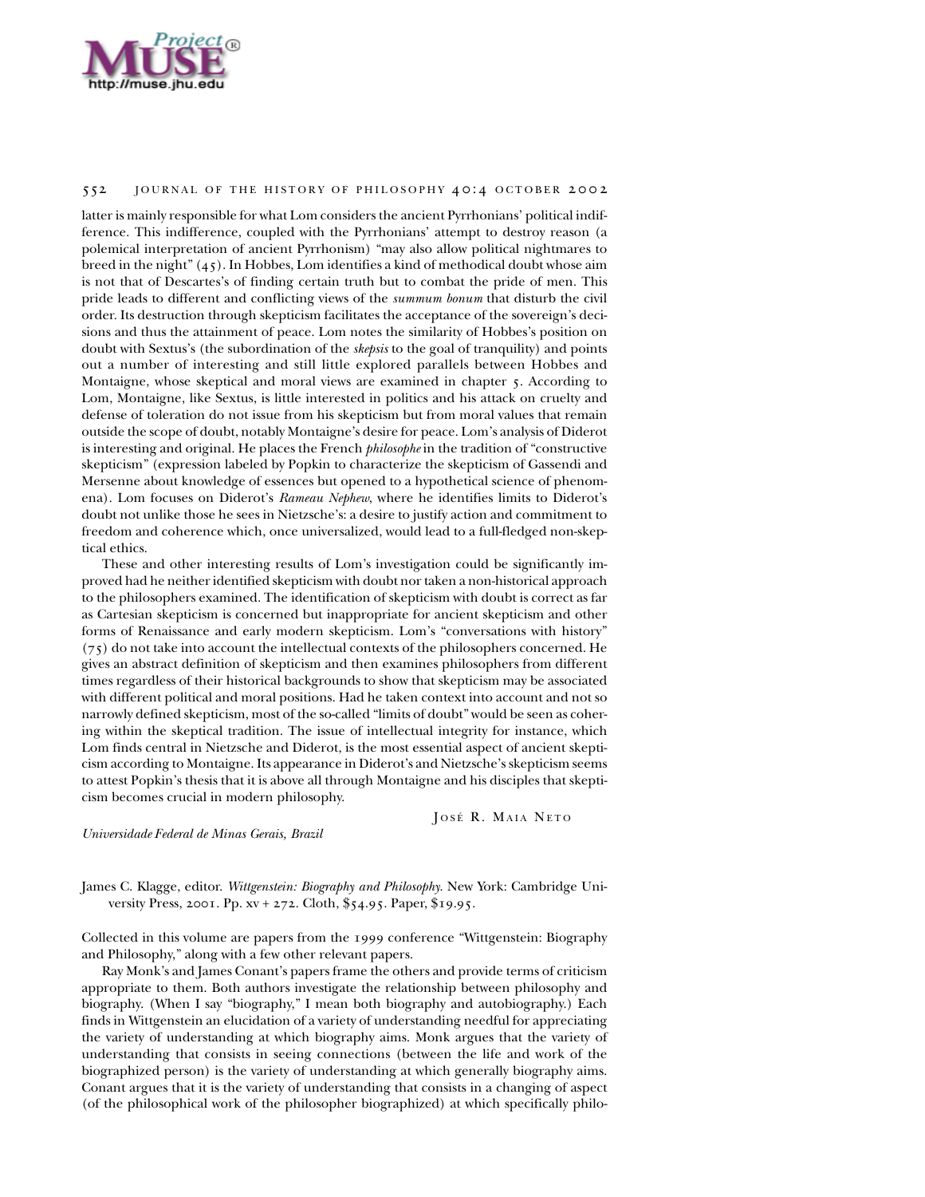latter is mainly responsible for what Lom considers the ancient Pyrrhonians' political indifference. This indifference, coupled with the Pyrrhonians' attempt to destroy reason (a polemical interpretation of ancient Pyrrhonism) "may also allow political nightmares to breed in the night" (45). In Hobbes, Lom identifies a kind of methodical doubt whose aim is not that of Descartes's of finding certain truth but to combat the pride of men. This pride leads to different and conflicting views of the *summum bonum* that disturb the civil order. Its destruction through skepticism facilitates the acceptance of the sovereign's decisions and thus the attainment of peace. Lom notes the similarity of Hobbes's position on doubt with Sextus's (the subordination of the *skepsis* to the goal of tranquility) and points out a number of interesting and still little explored parallels between Hobbes and Montaigne, whose skeptical and moral views are examined in chapter 5. According to Lom, Montaigne, like Sextus, is little interested in politics and his attack on cruelty and defense of toleration do not issue from his skepticism but from moral values that remain outside the scope of doubt, notably Montaigne's desire for peace. Lom's analysis of Diderot is interesting and original. He places the French *philosophe* in the tradition of "constructive skepticism" (expression labeled by Popkin to characterize the skepticism of Gassendi and Mersenne about knowledge of essences but opened to a hypothetical science of phenomena). Lom focuses on Diderot's *Rameau Nephew*, where he identifies limits to Diderot's doubt not unlike those he sees in Nietzsche's: a desire to justify action and commitment to freedom and coherence which, once universalized, would lead to a full-fledged non-skeptical ethics.

These and other interesting results of Lom's investigation could be significantly improved had he neither identified skepticism with doubt nor taken a non-historical approach to the philosophers examined. The identification of skepticism with doubt is correct as far as Cartesian skepticism is concerned but inappropriate for ancient skepticism and other forms of Renaissance and early modern skepticism. Lom's "conversations with history" (75) do not take into account the intellectual contexts of the philosophers concerned. He gives an abstract definition of skepticism and then examines philosophers from different times regardless of their historical backgrounds to show that skepticism may be associated with different political and moral positions. Had he taken context into account and not so narrowly defined skepticism, most of the so-called "limits of doubt" would be seen as cohering within the skeptical tradition. The issue of intellectual integrity for instance, which Lom finds central in Nietzsche and Diderot, is the most essential aspect of ancient skepticism according to Montaigne. Its appearance in Diderot's and Nietzsche's skepticism seems to attest Popkin's thesis that it is above all through Montaigne and his disciples that skepticism becomes crucial in modern philosophy.

José R. Maia Neto

*Universidade Federal de Minas Gerais, Brazil*

James C. Klagge, editor. *Wittgenstein: Biography and Philosophy.* New York: Cambridge University Press, 2001. Pp. xv + 272. Cloth, $54.95. Paper, $19.95.

Collected in this volume are papers from the 1999 conference "Wittgenstein: Biography and Philosophy," along with a few other relevant papers.

Ray Monk's and James Conant's papers frame the others and provide terms of criticism appropriate to them. Both authors investigate the relationship between philosophy and biography. (When I say "biography," I mean both biography and autobiography.) Each finds in Wittgenstein an elucidation of a variety of understanding needful for appreciating the variety of understanding at which biography aims. Monk argues that the variety of understanding that consists in seeing connections (between the life and work of the biographized person) is the variety of understanding at which generally biography aims. Conant argues that it is the variety of understanding that consists in a changing of aspect (of the philosophical work of the philosopher biographized) at which specifically philo-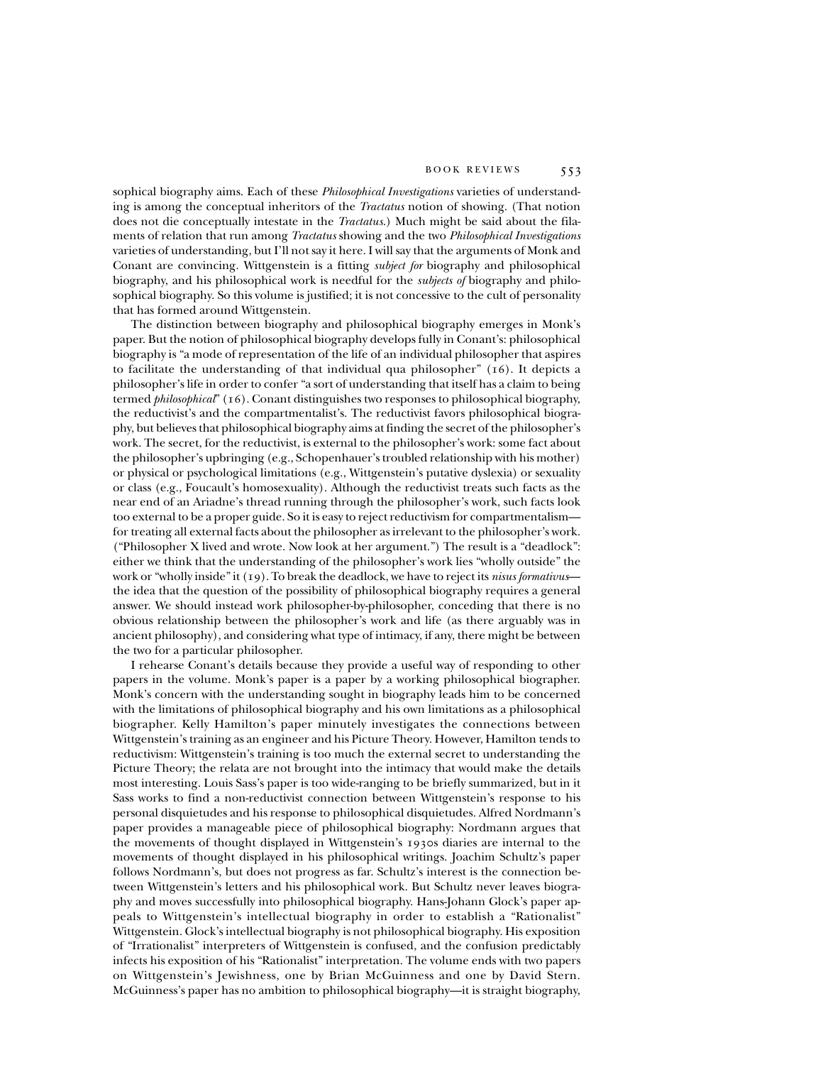sophical biography aims. Each of these *Philosophical Investigations* varieties of understanding is among the conceptual inheritors of the *Tractatus* notion of showing. (That notion does not die conceptually intestate in the *Tractatus*.) Much might be said about the filaments of relation that run among *Tractatus* showing and the two *Philosophical Investigations* varieties of understanding, but I'll not say it here. I will say that the arguments of Monk and Conant are convincing. Wittgenstein is a fitting *subject for* biography and philosophical biography, and his philosophical work is needful for the *subjects of* biography and philosophical biography. So this volume is justified; it is not concessive to the cult of personality that has formed around Wittgenstein.

The distinction between biography and philosophical biography emerges in Monk's paper. But the notion of philosophical biography develops fully in Conant's: philosophical biography is "a mode of representation of the life of an individual philosopher that aspires to facilitate the understanding of that individual qua philosopher" (16). It depicts a philosopher's life in order to confer "a sort of understanding that itself has a claim to being termed *philosophical*" (16). Conant distinguishes two responses to philosophical biography, the reductivist's and the compartmentalist's. The reductivist favors philosophical biography, but believes that philosophical biography aims at finding the secret of the philosopher's work. The secret, for the reductivist, is external to the philosopher's work: some fact about the philosopher's upbringing (e.g., Schopenhauer's troubled relationship with his mother) or physical or psychological limitations (e.g., Wittgenstein's putative dyslexia) or sexuality or class (e.g., Foucault's homosexuality). Although the reductivist treats such facts as the near end of an Ariadne's thread running through the philosopher's work, such facts look too external to be a proper guide. So it is easy to reject reductivism for compartmentalism—for treating all external facts about the philosopher as irrelevant to the philosopher's work. ("Philosopher X lived and wrote. Now look at her argument.") The result is a "deadlock": either we think that the understanding of the philosopher's work lies "wholly outside" the work or "wholly inside" it (19). To break the deadlock, we have to reject its *nisus formativus*—the idea that the question of the possibility of philosophical biography requires a general answer. We should instead work philosopher-by-philosopher, conceding that there is no obvious relationship between the philosopher's work and life (as there arguably was in ancient philosophy), and considering what type of intimacy, if any, there might be between the two for a particular philosopher.

I rehearse Conant's details because they provide a useful way of responding to other papers in the volume. Monk's paper is a paper by a working philosophical biographer. Monk's concern with the understanding sought in biography leads him to be concerned with the limitations of philosophical biography and his own limitations as a philosophical biographer. Kelly Hamilton's paper minutely investigates the connections between Wittgenstein's training as an engineer and his Picture Theory. However, Hamilton tends to reductivism: Wittgenstein's training is too much the external secret to understanding the Picture Theory; the relata are not brought into the intimacy that would make the details most interesting. Louis Sass's paper is too wide-ranging to be briefly summarized, but in it Sass works to find a non-reductivist connection between Wittgenstein's response to his personal disquietudes and his response to philosophical disquietudes. Alfred Nordmann's paper provides a manageable piece of philosophical biography: Nordmann argues that the movements of thought displayed in Wittgenstein's 1930s diaries are internal to the movements of thought displayed in his philosophical writings. Joachim Schultz's paper follows Nordmann's, but does not progress as far. Schultz's interest is the connection between Wittgenstein's letters and his philosophical work. But Schultz never leaves biography and moves successfully into philosophical biography. Hans-Johann Glock's paper appeals to Wittgenstein's intellectual biography in order to establish a "Rationalist" Wittgenstein. Glock's intellectual biography is not philosophical biography. His exposition of "Irrationalist" interpreters of Wittgenstein is confused, and the confusion predictably infects his exposition of his "Rationalist" interpretation. The volume ends with two papers on Wittgenstein's Jewishness, one by Brian McGuinness and one by David Stern. McGuinness's paper has no ambition to philosophical biography—it is straight biography,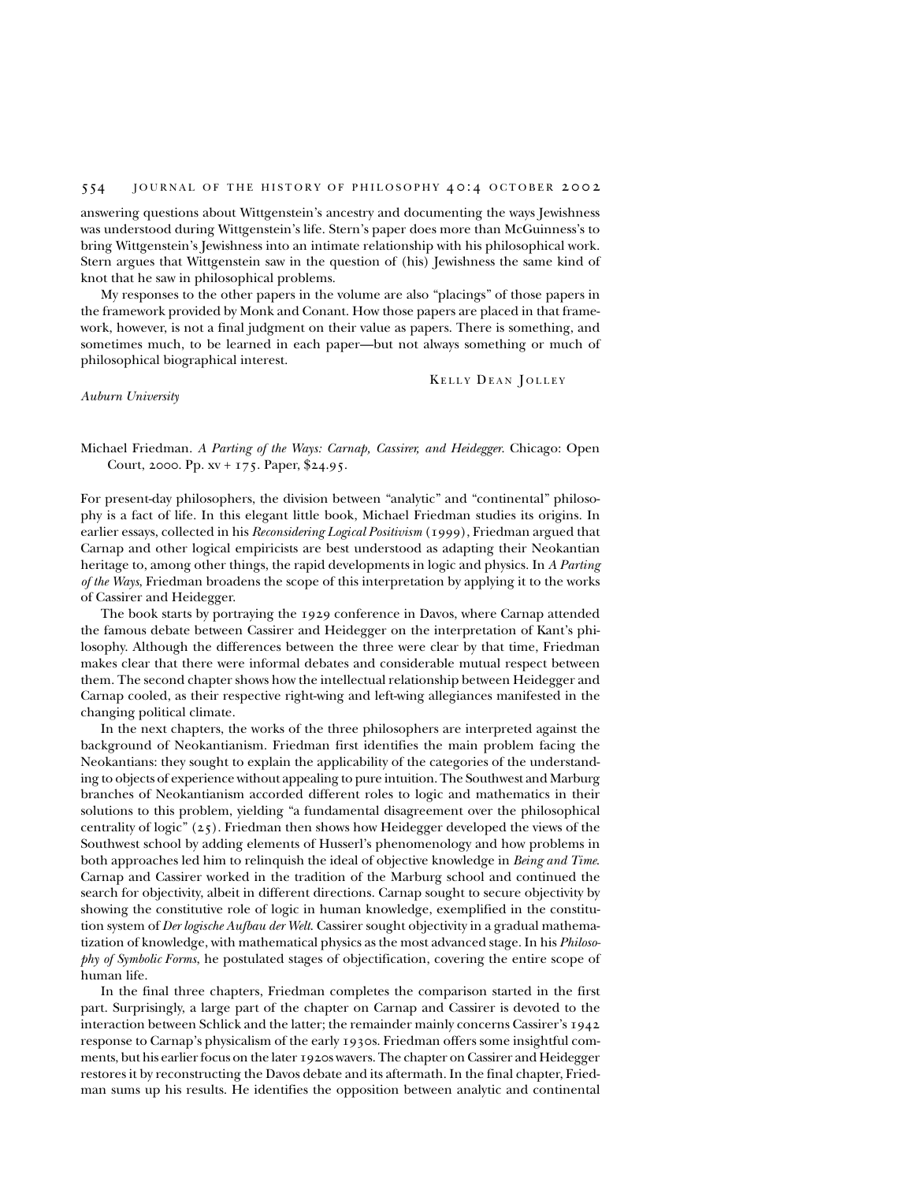answering questions about Wittgenstein's ancestry and documenting the ways Jewishness was understood during Wittgenstein's life. Stern's paper does more than McGuinness's to bring Wittgenstein's Jewishness into an intimate relationship with his philosophical work. Stern argues that Wittgenstein saw in the question of (his) Jewishness the same kind of knot that he saw in philosophical problems.

My responses to the other papers in the volume are also "placings" of those papers in the framework provided by Monk and Conant. How those papers are placed in that framework, however, is not a final judgment on their value as papers. There is something, and sometimes much, to be learned in each paper—but not always something or much of philosophical biographical interest.

KELLY DEAN JOLLEY

*Auburn University*

Michael Friedman. *A Parting of the Ways: Carnap, Cassirer, and Heidegger*. Chicago: Open Court, 2000. Pp. xv + 175. Paper, $24.95.

For present-day philosophers, the division between "analytic" and "continental" philosophy is a fact of life. In this elegant little book, Michael Friedman studies its origins. In earlier essays, collected in his *Reconsidering Logical Positivism* (1999), Friedman argued that Carnap and other logical empiricists are best understood as adapting their Neokantian heritage to, among other things, the rapid developments in logic and physics. In *A Parting of the Ways*, Friedman broadens the scope of this interpretation by applying it to the works of Cassirer and Heidegger.

The book starts by portraying the 1929 conference in Davos, where Carnap attended the famous debate between Cassirer and Heidegger on the interpretation of Kant's philosophy. Although the differences between the three were clear by that time, Friedman makes clear that there were informal debates and considerable mutual respect between them. The second chapter shows how the intellectual relationship between Heidegger and Carnap cooled, as their respective right-wing and left-wing allegiances manifested in the changing political climate.

In the next chapters, the works of the three philosophers are interpreted against the background of Neokantianism. Friedman first identifies the main problem facing the Neokantians: they sought to explain the applicability of the categories of the understanding to objects of experience without appealing to pure intuition. The Southwest and Marburg branches of Neokantianism accorded different roles to logic and mathematics in their solutions to this problem, yielding "a fundamental disagreement over the philosophical centrality of logic" (25). Friedman then shows how Heidegger developed the views of the Southwest school by adding elements of Husserl's phenomenology and how problems in both approaches led him to relinquish the ideal of objective knowledge in *Being and Time*. Carnap and Cassirer worked in the tradition of the Marburg school and continued the search for objectivity, albeit in different directions. Carnap sought to secure objectivity by showing the constitutive role of logic in human knowledge, exemplified in the constitution system of *Der logische Aufbau der Welt*. Cassirer sought objectivity in a gradual mathematization of knowledge, with mathematical physics as the most advanced stage. In his *Philosophy of Symbolic Forms*, he postulated stages of objectification, covering the entire scope of human life.

In the final three chapters, Friedman completes the comparison started in the first part. Surprisingly, a large part of the chapter on Carnap and Cassirer is devoted to the interaction between Schlick and the latter; the remainder mainly concerns Cassirer's 1942 response to Carnap's physicalism of the early 1930s. Friedman offers some insightful comments, but his earlier focus on the later 1920s wavers. The chapter on Cassirer and Heidegger restores it by reconstructing the Davos debate and its aftermath. In the final chapter, Friedman sums up his results. He identifies the opposition between analytic and continental